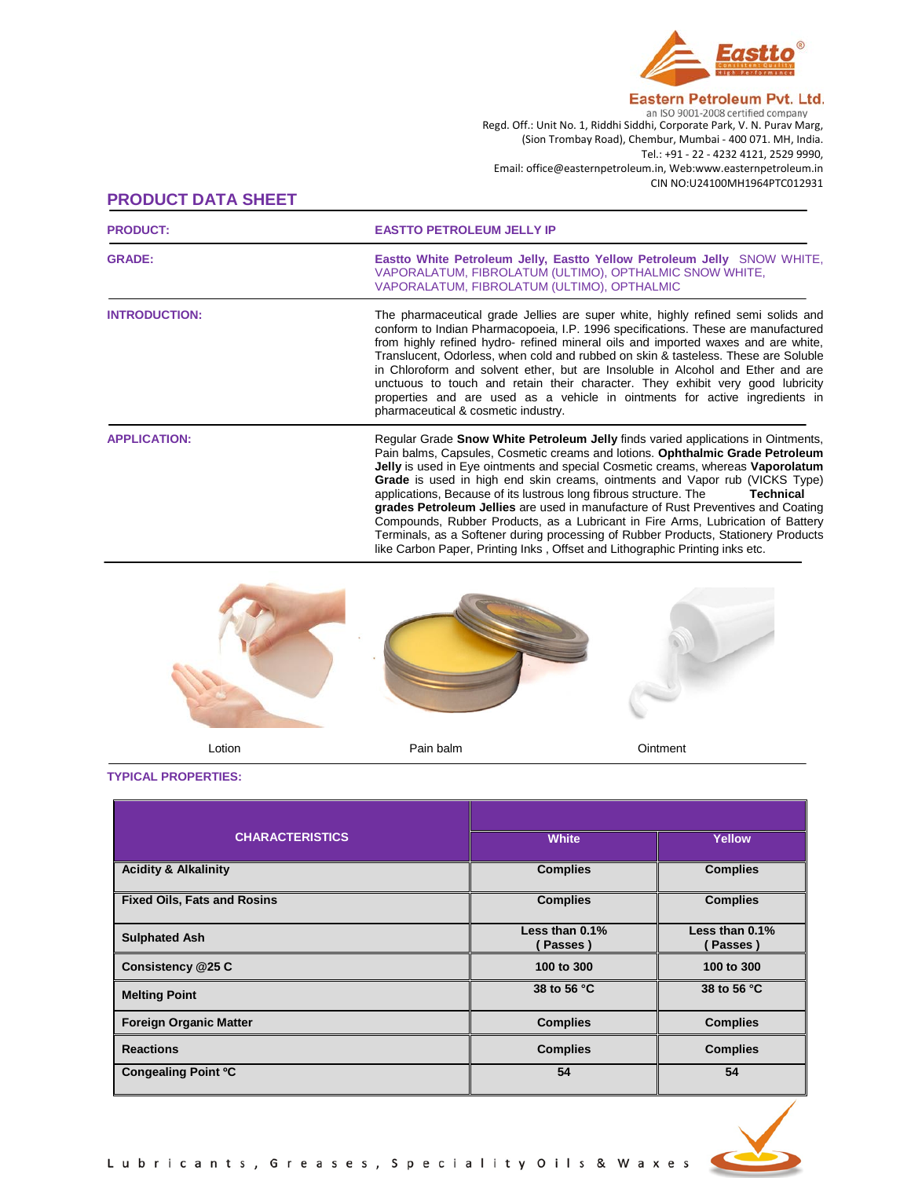**Eastern Petroleum Pvt. Ltd.**
an ISO 9001-2008 certified company
Regd. Off.: Unit No. 1, Riddhi Siddhi, Corporate Park, V. N. Purav Marg, (Sion Trombay Road), Chembur, Mumbai - 400 071. MH, India.
Tel.: +91 - 22 - 4232 4121, 2529 9990,
Email: office@easternpetroleum.in, Web:www.easternpetroleum.in
CIN NO:U24100MH1964PTC012931

# PRODUCT DATA SHEET

**PRODUCT:** EASTTO PETROLEUM JELLY IP

**GRADE:** **Eastto White Petroleum Jelly, Eastto Yellow Petroleum Jelly** SNOW WHITE, VAPORALATUM, FIBROLATUM (ULTIMO), OPTHALMIC SNOW WHITE, VAPORALATUM, FIBROLATUM (ULTIMO), OPTHALMIC

**INTRODUCTION:** The pharmaceutical grade Jellies are super white, highly refined semi solids and conform to Indian Pharmacopoeia, I.P. 1996 specifications. These are manufactured from highly refined hydro- refined mineral oils and imported waxes and are white, Translucent, Odorless, when cold and rubbed on skin & tasteless. These are Soluble in Chloroform and solvent ether, but are Insoluble in Alcohol and Ether and are unctuous to touch and retain their character. They exhibit very good lubricity properties and are used as a vehicle in ointments for active ingredients in pharmaceutical & cosmetic industry.

**APPLICATION:** Regular Grade **Snow White Petroleum Jelly** finds varied applications in Ointments, Pain balms, Capsules, Cosmetic creams and lotions. **Ophthalmic Grade Petroleum Jelly** is used in Eye ointments and special Cosmetic creams, whereas **Vaporolatum Grade** is used in high end skin creams, ointments and Vapor rub (VICKS Type) applications, Because of its lustrous long fibrous structure. The **Technical grades Petroleum Jellies** are used in manufacture of Rust Preventives and Coating Compounds, Rubber Products, as a Lubricant in Fire Arms, Lubrication of Battery Terminals, as a Softener during processing of Rubber Products, Stationery Products like Carbon Paper, Printing Inks , Offset and Lithographic Printing inks etc.

Lotion | Pain balm | Ointment

## TYPICAL PROPERTIES:

| CHARACTERISTICS | White | Yellow |
|---|---|---|
| Acidity & Alkalinity | Complies | Complies |
| Fixed Oils, Fats and Rosins | Complies | Complies |
| Sulphated Ash | Less than 0.1% ( Passes ) | Less than 0.1% ( Passes ) |
| Consistency @25 C | 100 to 300 | 100 to 300 |
| Melting Point | 38 to 56 °C | 38 to 56 °C |
| Foreign Organic Matter | Complies | Complies |
| Reactions | Complies | Complies |
| Congealing Point ºC | 54 | 54 |

Lubricants, Greases, Speciality Oils & Waxes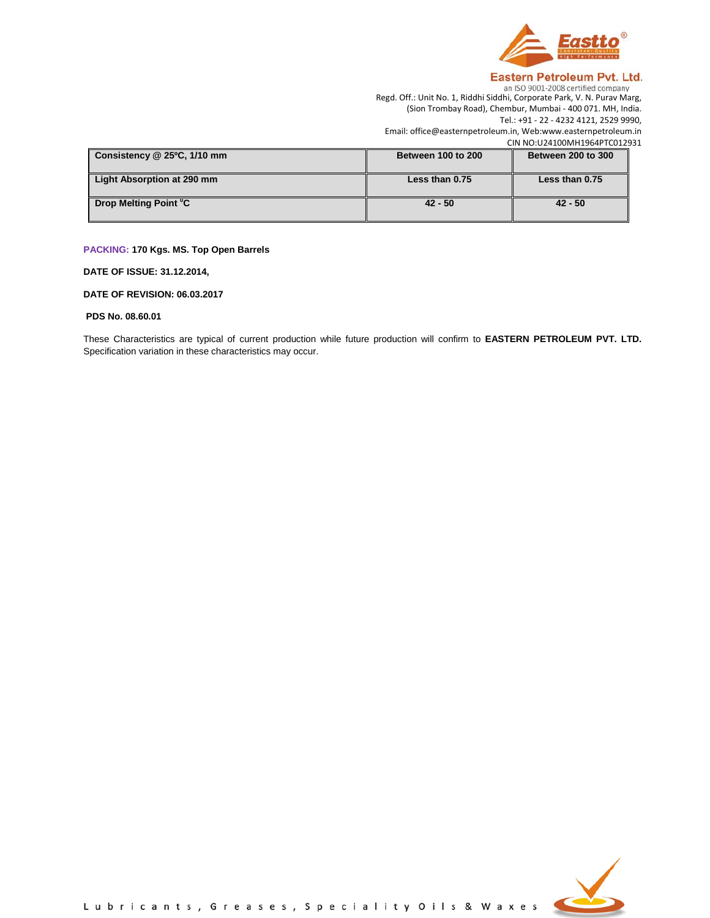| | | |
|---|---|---|
| **Consistency @ 25ºC, 1/10 mm** | **Between 100 to 200** | **Between 200 to 300** |
| **Light Absorption at 290 mm** | **Less than 0.75** | **Less than 0.75** |
| **Drop Melting Point ºC** | **42 - 50** | **42 - 50** |

**PACKING: 170 Kgs. MS. Top Open Barrels**

**DATE OF ISSUE: 31.12.2014,**

**DATE OF REVISION: 06.03.2017**

**PDS No. 08.60.01**

These Characteristics are typical of current production while future production will confirm to **EASTERN PETROLEUM PVT. LTD.** Specification variation in these characteristics may occur.